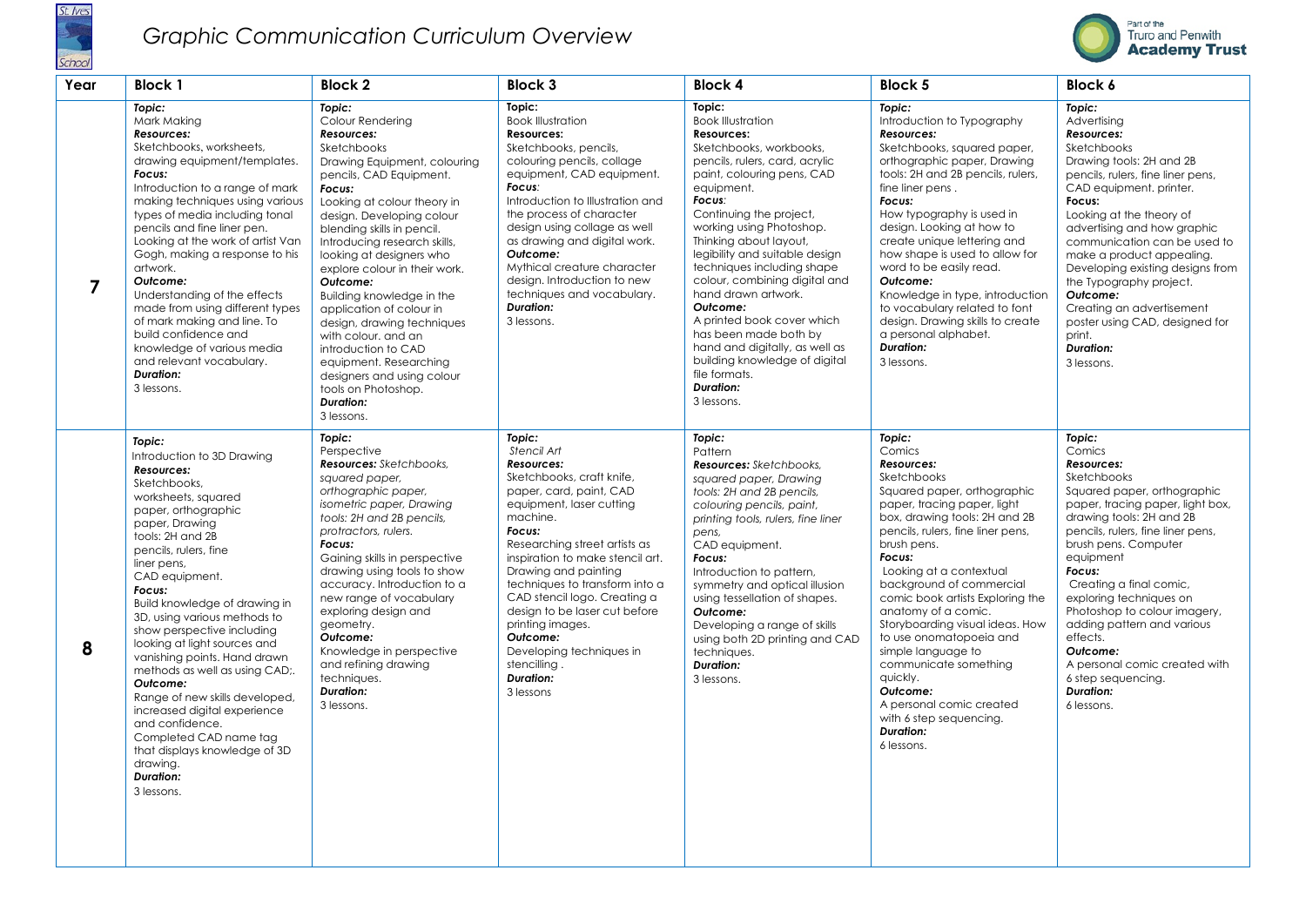# Graphic Communication Curriculum Overview

| Year | Block 1 | Block 2 | Block 3 | Block 4 | Block 5 | Block 6 |
|---|---|---|---|---|---|---|
| **7** | ***Topic:*** Mark Making ***Resources:*** Sketchbooks, worksheets, drawing equipment/templates. ***Focus:*** Introduction to a range of mark making techniques using various types of media including tonal pencils and fine liner pen. Looking at the work of artist Van Gogh, making a response to his artwork. ***Outcome:*** Understanding of the effects made from using different types of mark making and line. To build confidence and knowledge of various media and relevant vocabulary. ***Duration:*** 3 lessons. | ***Topic:*** Colour Rendering ***Resources:*** Sketchbooks Drawing Equipment, colouring pencils, CAD Equipment. ***Focus:*** Looking at colour theory in design. Developing colour blending skills in pencil. Introducing research skills, looking at designers who explore colour in their work. ***Outcome:*** Building knowledge in the application of colour in design, drawing techniques with colour. and an introduction to CAD equipment. Researching designers and using colour tools on Photoshop. ***Duration:*** 3 lessons. | **Topic:** Book Illustration **Resources:** Sketchbooks, pencils, colouring pencils, collage equipment, CAD equipment. ***Focus:*** Introduction to Illustration and the process of character design using collage as well as drawing and digital work. ***Outcome:*** Mythical creature character design. Introduction to new techniques and vocabulary. ***Duration:*** 3 lessons. | **Topic:** Book Illustration **Resources:** Sketchbooks, workbooks, pencils, rulers, card, acrylic paint, colouring pens, CAD equipment. ***Focus:*** Continuing the project, working using Photoshop. Thinking about layout, legibility and suitable design techniques including shape colour, combining digital and hand drawn artwork. ***Outcome:*** A printed book cover which has been made both by hand and digitally, as well as building knowledge of digital file formats. ***Duration:*** 3 lessons. | ***Topic:*** Introduction to Typography ***Resources:*** Sketchbooks, squared paper, orthographic paper, Drawing tools: 2H and 2B pencils, rulers, fine liner pens . ***Focus:*** How typography is used in design. Looking at how to create unique lettering and how shape is used to allow for word to be easily read. ***Outcome:*** Knowledge in type, introduction to vocabulary related to font design. Drawing skills to create a personal alphabet. ***Duration:*** 3 lessons. | ***Topic:*** Advertising ***Resources:*** Sketchbooks Drawing tools: 2H and 2B pencils, rulers, fine liner pens, CAD equipment. printer. **Focus:** Looking at the theory of advertising and how graphic communication can be used to make a product appealing. Developing existing designs from the Typography project. ***Outcome:*** Creating an advertisement poster using CAD, designed for print. ***Duration:*** 3 lessons. |
| **8** | ***Topic:*** Introduction to 3D Drawing ***Resources:*** Sketchbooks, worksheets, squared paper, orthographic paper, Drawing tools: 2H and 2B pencils, rulers, fine liner pens, CAD equipment. ***Focus:*** Build knowledge of drawing in 3D, using various methods to show perspective including looking at light sources and vanishing points. Hand drawn methods as well as using CAD;. ***Outcome:*** Range of new skills developed, increased digital experience and confidence. Completed CAD name tag that displays knowledge of 3D drawing. ***Duration:*** 3 lessons. | ***Topic:*** Perspective ***Resources:*** *Sketchbooks, squared paper, orthographic paper, isometric paper, Drawing tools: 2H and 2B pencils, protractors, rulers.* ***Focus:*** Gaining skills in perspective drawing using tools to show accuracy. Introduction to a new range of vocabulary exploring design and geometry. ***Outcome:*** Knowledge in perspective and refining drawing techniques. ***Duration:*** 3 lessons. | ***Topic:*** *Stencil Art* ***Resources:*** Sketchbooks, craft knife, paper, card, paint, CAD equipment, laser cutting machine. ***Focus:*** Researching street artists as inspiration to make stencil art. Drawing and painting techniques to transform into a CAD stencil logo. Creating a design to be laser cut before printing images. ***Outcome:*** Developing techniques in stencilling . ***Duration:*** 3 lessons | ***Topic:*** Pattern ***Resources:*** *Sketchbooks, squared paper, Drawing tools: 2H and 2B pencils, colouring pencils, paint, printing tools, rulers, fine liner pens,* CAD equipment. ***Focus:*** Introduction to pattern, symmetry and optical illusion using tessellation of shapes. ***Outcome:*** Developing a range of skills using both 2D printing and CAD techniques. ***Duration:*** 3 lessons. | ***Topic:*** Comics ***Resources:*** Sketchbooks Squared paper, orthographic paper, tracing paper, light box, drawing tools: 2H and 2B pencils, rulers, fine liner pens, brush pens. ***Focus:*** Looking at a contextual background of commercial comic book artists Exploring the anatomy of a comic. Storyboarding visual ideas. How to use onomatopoeia and simple language to communicate something quickly. ***Outcome:*** A personal comic created with 6 step sequencing. ***Duration:*** 6 lessons. | ***Topic:*** Comics ***Resources:*** Sketchbooks Squared paper, orthographic paper, tracing paper, light box, drawing tools: 2H and 2B pencils, rulers, fine liner pens, brush pens. Computer equipment ***Focus:*** Creating a final comic, exploring techniques on Photoshop to colour imagery, adding pattern and various effects. ***Outcome:*** A personal comic created with 6 step sequencing. ***Duration:*** 6 lessons. |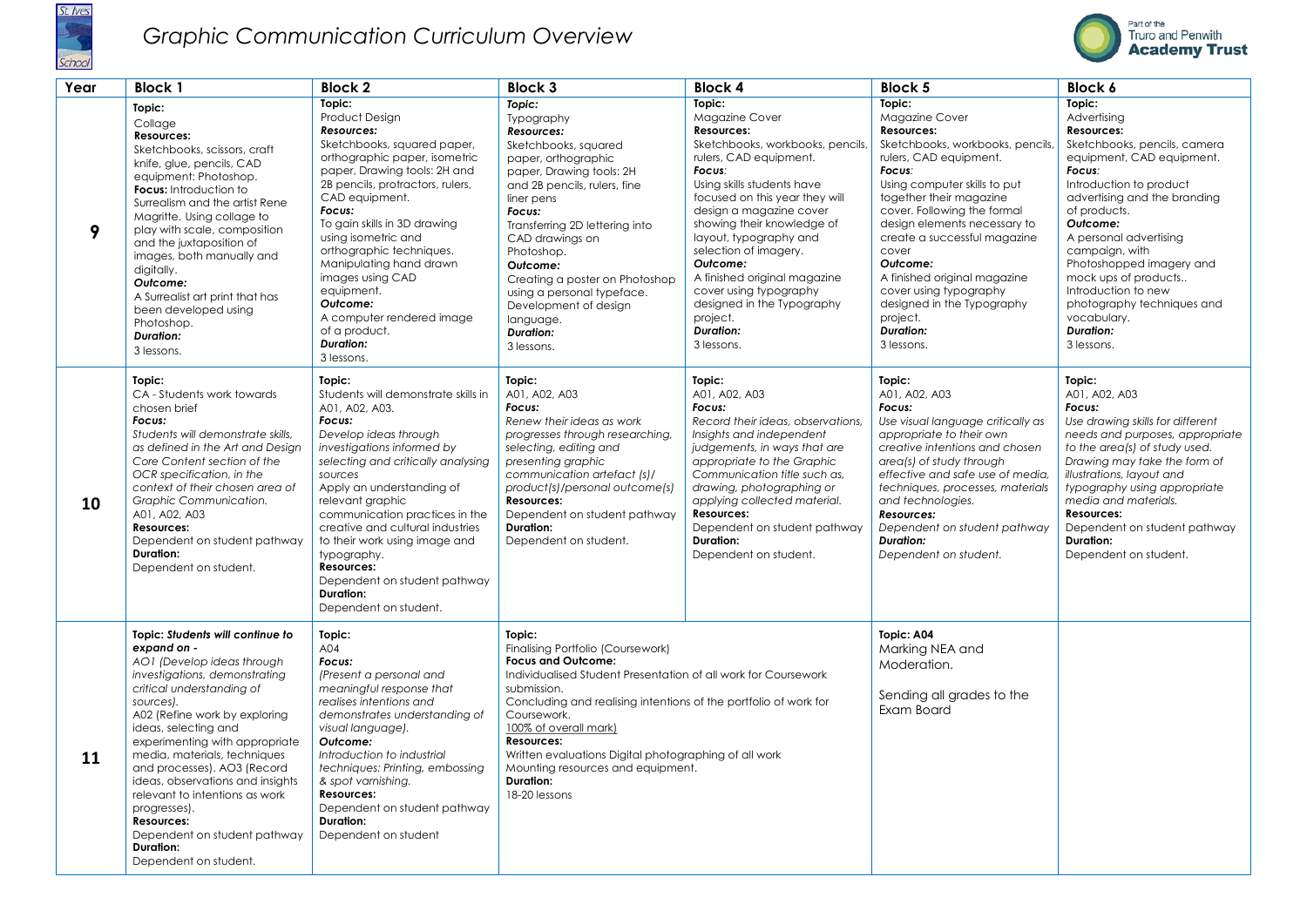# Graphic Communication Curriculum Overview

| Year | Block 1 | Block 2 | Block 3 | Block 4 | Block 5 | Block 6 |
|---|---|---|---|---|---|---|
| **9** | **Topic:** Collage **Resources:** Sketchbooks, scissors, craft knife, glue, pencils, CAD equipment: Photoshop. **Focus:** Introduction to Surrealism and the artist Rene Magritte. Using collage to play with scale, composition and the juxtaposition of images, both manually and digitally. ***Outcome:*** A Surrealist art print that has been developed using Photoshop. ***Duration:*** 3 lessons. | **Topic:** Product Design ***Resources:*** Sketchbooks, squared paper, orthographic paper, isometric paper, Drawing tools: 2H and 2B pencils, protractors, rulers, CAD equipment. ***Focus:*** To gain skills in 3D drawing using isometric and orthographic techniques. Manipulating hand drawn images using CAD equipment. ***Outcome:*** A computer rendered image of a product. ***Duration:*** 3 lessons. | ***Topic:*** Typography ***Resources:*** Sketchbooks, squared paper, orthographic paper, Drawing tools: 2H and 2B pencils, rulers, fine liner pens ***Focus:*** Transferring 2D lettering into CAD drawings on Photoshop. ***Outcome:*** Creating a poster on Photoshop using a personal typeface. Development of design language. ***Duration:*** 3 lessons. | **Topic:** Magazine Cover **Resources:** Sketchbooks, workbooks, pencils, rulers, CAD equipment. ***Focus:*** Using skills students have focused on this year they will design a magazine cover showing their knowledge of layout, typography and selection of imagery. ***Outcome:*** A finished original magazine cover using typography designed in the Typography project. ***Duration:*** 3 lessons. | **Topic:** Magazine Cover **Resources:** Sketchbooks, workbooks, pencils, rulers, CAD equipment. ***Focus:*** Using computer skills to put together their magazine cover. Following the formal design elements necessary to create a successful magazine cover ***Outcome:*** A finished original magazine cover using typography designed in the Typography project. ***Duration:*** 3 lessons. | **Topic:** Advertising **Resources:** Sketchbooks, pencils, camera equipment, CAD equipment. ***Focus:*** Introduction to product advertising and the branding of products. ***Outcome:*** A personal advertising campaign, with Photoshopped imagery and mock ups of products.. Introduction to new photography techniques and vocabulary. ***Duration:*** 3 lessons. |
| **10** | **Topic:** CA - Students work towards chosen brief ***Focus:*** *Students will demonstrate skills, as defined in the Art and Design Core Content section of the OCR specification, in the context of their chosen area of Graphic Communication.* A01, A02, A03 **Resources:** Dependent on student pathway **Duration:** Dependent on student. | **Topic:** Students will demonstrate skills in A01, A02, A03. ***Focus:*** *Develop ideas through investigations informed by selecting and critically analysing sources* Apply an understanding of relevant graphic communication practices in the creative and cultural industries to their work using image and typography. **Resources:** Dependent on student pathway **Duration:** Dependent on student. | **Topic:** A01, A02, A03 ***Focus:*** *Renew their ideas as work progresses through researching, selecting, editing and presenting graphic communication artefact (s)/ product(s)/personal outcome(s)* **Resources:** Dependent on student pathway **Duration:** Dependent on student. | **Topic:** A01, A02, A03 ***Focus:*** *Record their ideas, observations, Insights and independent judgements, in ways that are appropriate to the Graphic Communication title such as, drawing, photographing or applying collected material.* **Resources:** Dependent on student pathway **Duration:** Dependent on student. | **Topic:** A01, A02, A03 ***Focus:*** *Use visual language critically as appropriate to their own creative intentions and chosen area(s) of study through effective and safe use of media, techniques, processes, materials and technologies.* ***Resources:*** *Dependent on student pathway* ***Duration:*** *Dependent on student.* | **Topic:** A01, A02, A03 ***Focus:*** *Use drawing skills for different needs and purposes, appropriate to the area(s) of study used. Drawing may take the form of illustrations, layout and typography using appropriate media and materials.* **Resources:** Dependent on student pathway **Duration:** Dependent on student. |
| **11** | **Topic: *Students will continue to expand on -*** *AO1 (Develop ideas through investigations, demonstrating critical understanding of sources).* A02 (Refine work by exploring ideas, selecting and experimenting with appropriate media, materials, techniques and processes). AO3 (Record ideas, observations and insights relevant to intentions as work progresses). **Resources:** Dependent on student pathway **Duration:** Dependent on student. | **Topic:** A04 ***Focus:*** *(Present a personal and meaningful response that realises intentions and demonstrates understanding of visual language).* ***Outcome:*** *Introduction to industrial techniques: Printing, embossing & spot varnishing.* **Resources:** Dependent on student pathway **Duration:** Dependent on student | **Topic:** Finalising Portfolio (Coursework) **Focus and Outcome:** Individualised Student Presentation of all work for Coursework submission. Concluding and realising intentions of the portfolio of work for Coursework. 100% of overall mark) **Resources:** Written evaluations Digital photographing of all work Mounting resources and equipment. **Duration:** 18-20 lessons | | **Topic: A04** Marking NEA and Moderation. Sending all grades to the Exam Board | |